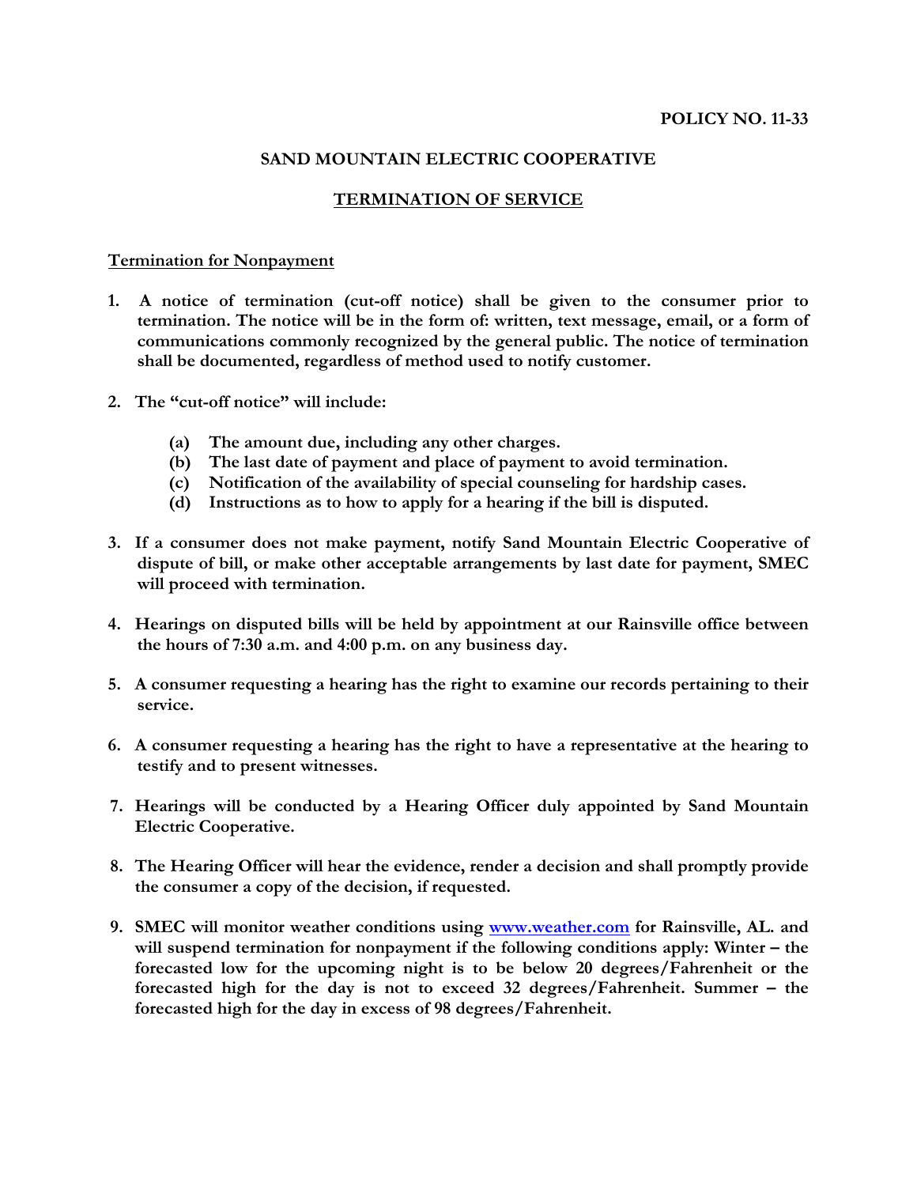**POLICY NO. 11-33**

# SAND MOUNTAIN ELECTRIC COOPERATIVE

## TERMINATION OF SERVICE

### Termination for Nonpayment

1. **A notice of termination (cut-off notice) shall be given to the consumer prior to termination. The notice will be in the form of: written, text message, email, or a form of communications commonly recognized by the general public. The notice of termination shall be documented, regardless of method used to notify customer.**

2. **The "cut-off notice" will include:**

   **(a) The amount due, including any other charges.**
   **(b) The last date of payment and place of payment to avoid termination.**
   **(c) Notification of the availability of special counseling for hardship cases.**
   **(d) Instructions as to how to apply for a hearing if the bill is disputed.**

3. **If a consumer does not make payment, notify Sand Mountain Electric Cooperative of dispute of bill, or make other acceptable arrangements by last date for payment, SMEC will proceed with termination.**

4. **Hearings on disputed bills will be held by appointment at our Rainsville office between the hours of 7:30 a.m. and 4:00 p.m. on any business day.**

5. **A consumer requesting a hearing has the right to examine our records pertaining to their service.**

6. **A consumer requesting a hearing has the right to have a representative at the hearing to testify and to present witnesses.**

7. **Hearings will be conducted by a Hearing Officer duly appointed by Sand Mountain Electric Cooperative.**

8. **The Hearing Officer will hear the evidence, render a decision and shall promptly provide the consumer a copy of the decision, if requested.**

9. **SMEC will monitor weather conditions using [www.weather.com](http://www.weather.com) for Rainsville, AL. and will suspend termination for nonpayment if the following conditions apply: Winter – the forecasted low for the upcoming night is to be below 20 degrees/Fahrenheit or the forecasted high for the day is not to exceed 32 degrees/Fahrenheit. Summer – the forecasted high for the day in excess of 98 degrees/Fahrenheit.**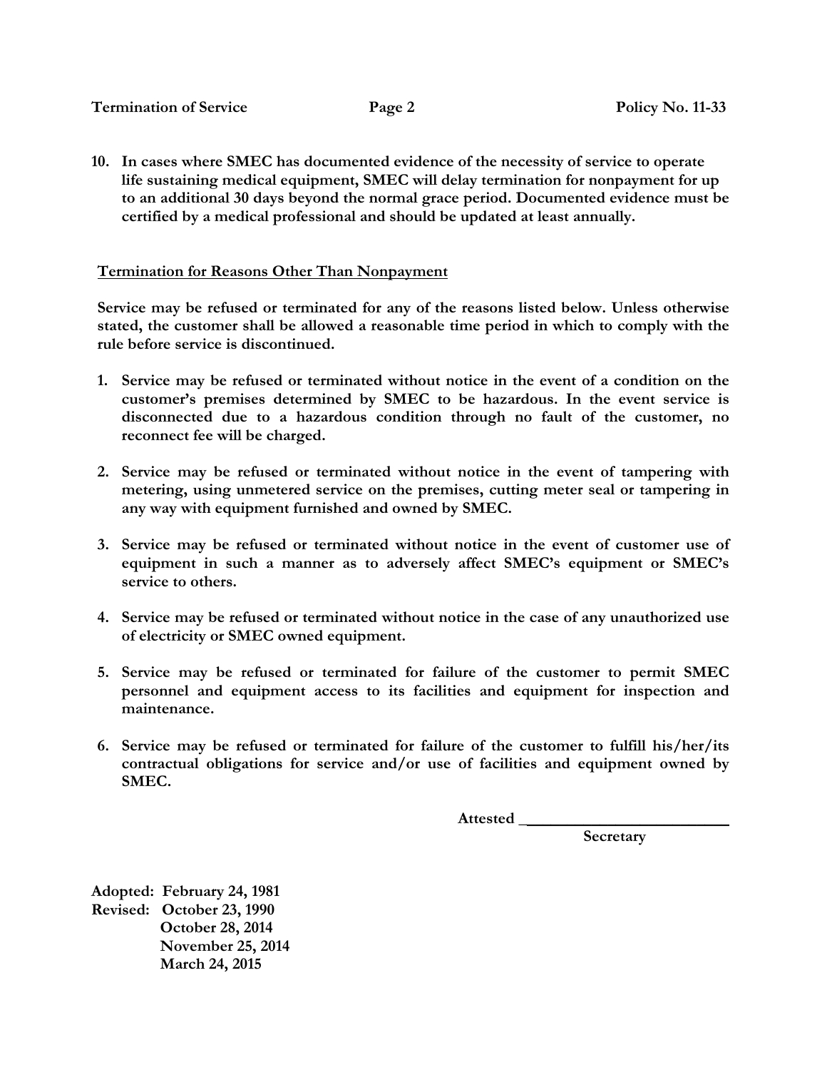10. **In cases where SMEC has documented evidence of the necessity of service to operate life sustaining medical equipment, SMEC will delay termination for nonpayment for up to an additional 30 days beyond the normal grace period. Documented evidence must be certified by a medical professional and should be updated at least annually.**

## Termination for Reasons Other Than Nonpayment

**Service may be refused or terminated for any of the reasons listed below. Unless otherwise stated, the customer shall be allowed a reasonable time period in which to comply with the rule before service is discontinued.**

1. **Service may be refused or terminated without notice in the event of a condition on the customer's premises determined by SMEC to be hazardous. In the event service is disconnected due to a hazardous condition through no fault of the customer, no reconnect fee will be charged.**

2. **Service may be refused or terminated without notice in the event of tampering with metering, using unmetered service on the premises, cutting meter seal or tampering in any way with equipment furnished and owned by SMEC.**

3. **Service may be refused or terminated without notice in the event of customer use of equipment in such a manner as to adversely affect SMEC's equipment or SMEC's service to others.**

4. **Service may be refused or terminated without notice in the case of any unauthorized use of electricity or SMEC owned equipment.**

5. **Service may be refused or terminated for failure of the customer to permit SMEC personnel and equipment access to its facilities and equipment for inspection and maintenance.**

6. **Service may be refused or terminated for failure of the customer to fulfill his/her/its contractual obligations for service and/or use of facilities and equipment owned by SMEC.**

**Attested \_\_\_\_\_\_\_\_\_\_\_\_\_\_\_\_\_\_\_\_\_\_\_\_\_\_**
**Secretary**

**Adopted: February 24, 1981**
**Revised: October 23, 1990**
**October 28, 2014**
**November 25, 2014**
**March 24, 2015**